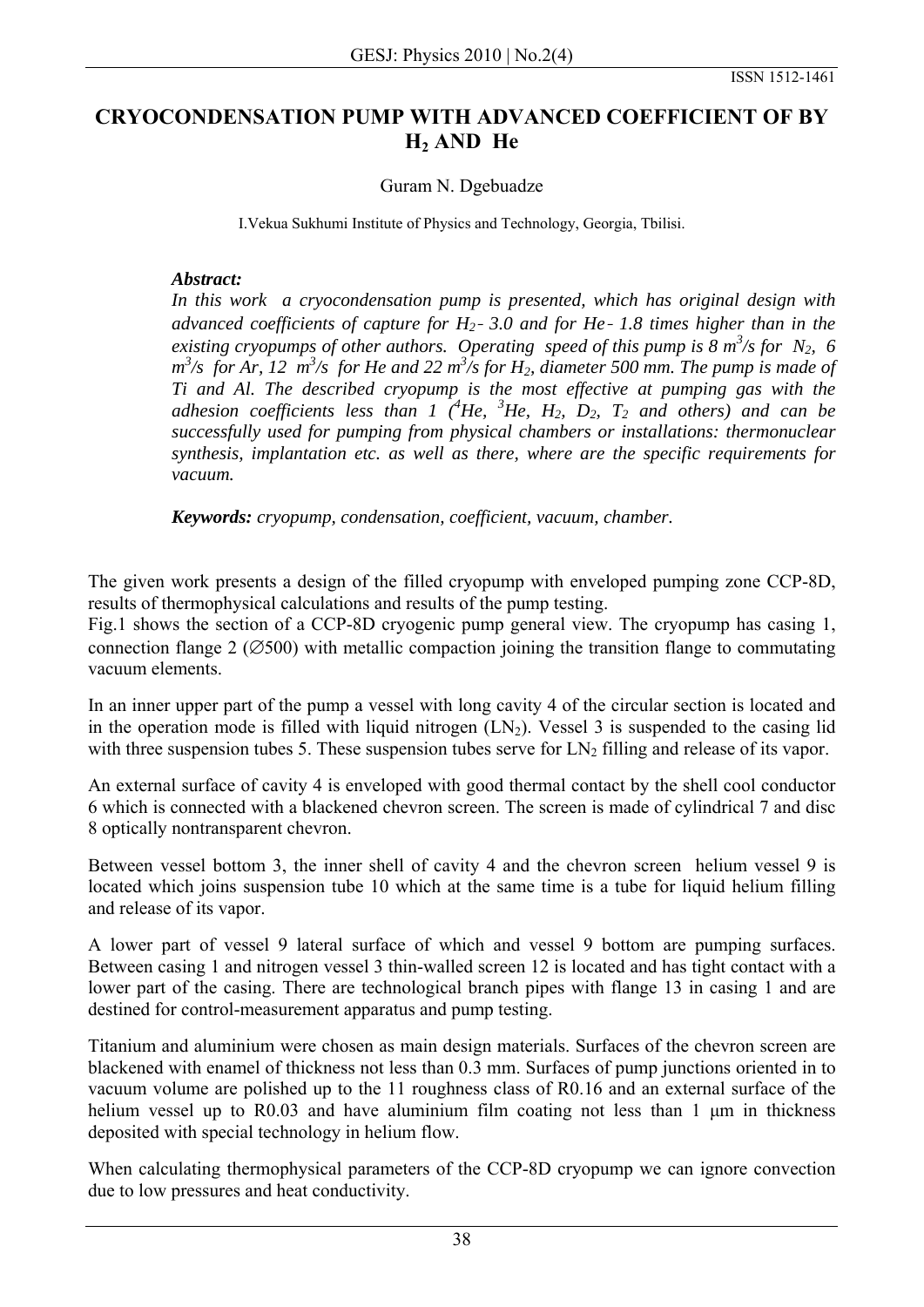# CRYOCONDENSATION PUMP WITH ADVANCED COEFFICIENT OF BY $H_2$ AND He

Guram N. Dgebuadze

I.Vekua Sukhumi Institute of Physics and Technology, Georgia, Tbilisi.

***Abstract:***

*In this work a cryocondensation pump is presented, which has original design with advanced coefficients of capture for $H_2$ - 3.0 and for He - 1.8 times higher than in the existing cryopumps of other authors. Operating speed of this pump is 8 $m^3/s$ for $N_2$, 6 $m^3/s$ for Ar, 12 $m^3/s$ for He and 22 $m^3/s$ for $H_2$, diameter 500 mm. The pump is made of Ti and Al. The described cryopump is the most effective at pumping gas with the adhesion coefficients less than 1 ($^4He$, $^3He$, $H_2$, $D_2$, $T_2$ and others) and can be successfully used for pumping from physical chambers or installations: thermonuclear synthesis, implantation etc. as well as there, where are the specific requirements for vacuum.*

***Keywords:*** *cryopump, condensation, coefficient, vacuum, chamber.*

The given work presents a design of the filled cryopump with enveloped pumping zone CCP-8D, results of thermophysical calculations and results of the pump testing.

Fig.1 shows the section of a CCP-8D cryogenic pump general view. The cryopump has casing 1, connection flange 2 (∅500) with metallic compaction joining the transition flange to commutating vacuum elements.

In an inner upper part of the pump a vessel with long cavity 4 of the circular section is located and in the operation mode is filled with liquid nitrogen ($LN_2$). Vessel 3 is suspended to the casing lid with three suspension tubes 5. These suspension tubes serve for $LN_2$ filling and release of its vapor.

An external surface of cavity 4 is enveloped with good thermal contact by the shell cool conductor 6 which is connected with a blackened chevron screen. The screen is made of cylindrical 7 and disc 8 optically nontransparent chevron.

Between vessel bottom 3, the inner shell of cavity 4 and the chevron screen helium vessel 9 is located which joins suspension tube 10 which at the same time is a tube for liquid helium filling and release of its vapor.

A lower part of vessel 9 lateral surface of which and vessel 9 bottom are pumping surfaces. Between casing 1 and nitrogen vessel 3 thin-walled screen 12 is located and has tight contact with a lower part of the casing. There are technological branch pipes with flange 13 in casing 1 and are destined for control-measurement apparatus and pump testing.

Titanium and aluminium were chosen as main design materials. Surfaces of the chevron screen are blackened with enamel of thickness not less than 0.3 mm. Surfaces of pump junctions oriented in to vacuum volume are polished up to the 11 roughness class of R0.16 and an external surface of the helium vessel up to R0.03 and have aluminium film coating not less than 1 μm in thickness deposited with special technology in helium flow.

When calculating thermophysical parameters of the CCP-8D cryopump we can ignore convection due to low pressures and heat conductivity.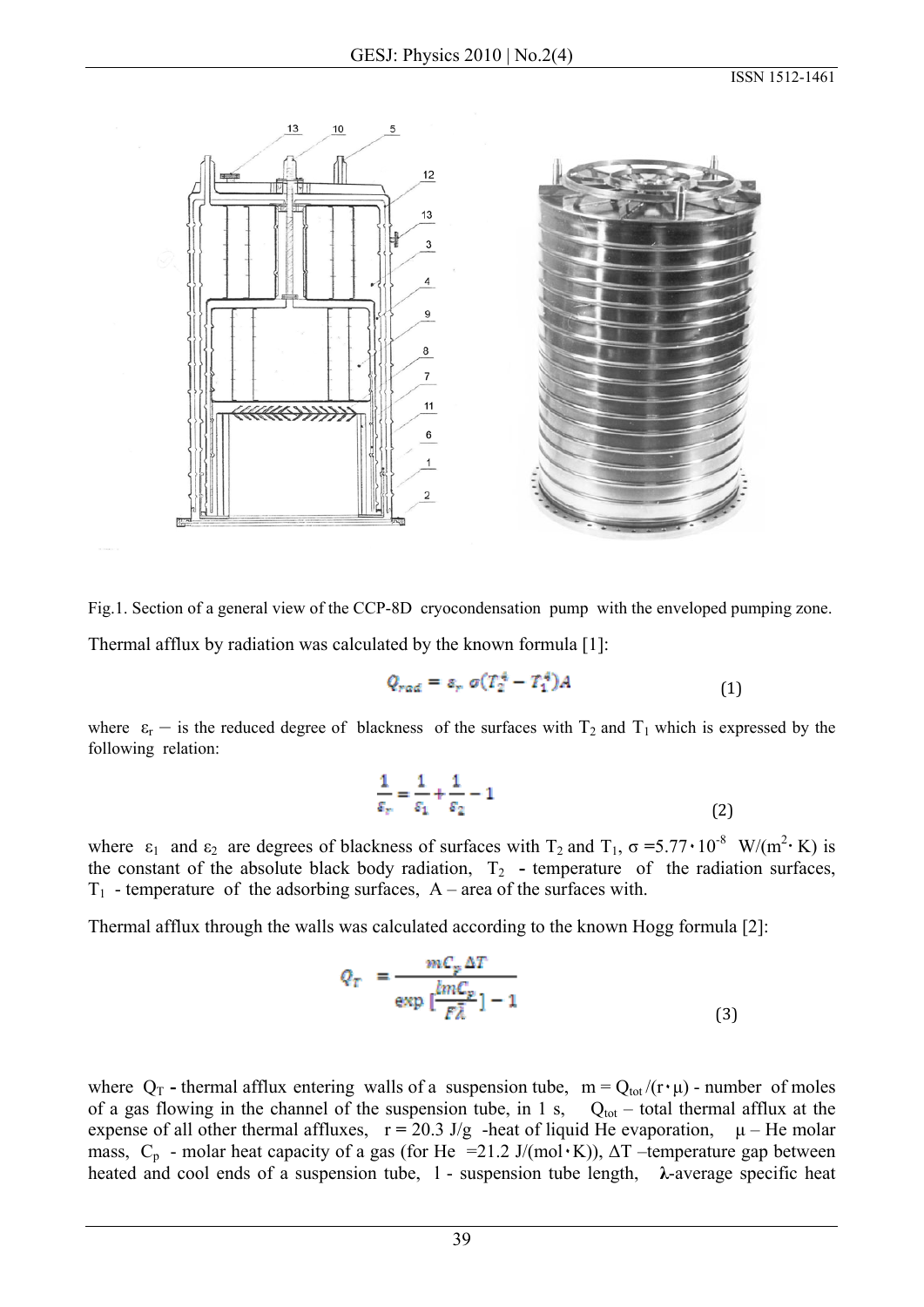Fig.1. Section of a general view of the CCP-8D cryocondensation pump with the enveloped pumping zone.

Thermal afflux by radiation was calculated by the known formula [1]:

$$Q_{rad} = \varepsilon_r\, \sigma (T_2^4 - T_1^4) A \tag{1}$$

where $\varepsilon_r$ – is the reduced degree of blackness of the surfaces with $T_2$ and $T_1$ which is expressed by the following relation:

$$\frac{1}{\varepsilon_r} = \frac{1}{\varepsilon_1} + \frac{1}{\varepsilon_2} - 1 \tag{2}$$

where $\varepsilon_1$ and $\varepsilon_2$ are degrees of blackness of surfaces with $T_2$ and $T_1$, $\sigma = 5.77 \cdot 10^{-8}$ W/(m$^2 \cdot$ K) is the constant of the absolute black body radiation, $T_2$ - temperature of the radiation surfaces, $T_1$ - temperature of the adsorbing surfaces, A – area of the surfaces with.

Thermal afflux through the walls was calculated according to the known Hogg formula [2]:

$$Q_T = \frac{m C_p \Delta T}{\exp\left[\frac{l m C_p}{F \lambda}\right] - 1} \tag{3}$$

where $Q_T$ - thermal afflux entering walls of a suspension tube, $m = Q_{tot}/(r \cdot \mu)$ - number of moles of a gas flowing in the channel of the suspension tube, in 1 s, $Q_{tot}$ – total thermal afflux at the expense of all other thermal affluxes, r = 20.3 J/g -heat of liquid He evaporation, $\mu$ – He molar mass, $C_p$ - molar heat capacity of a gas (for He =21.2 J/(mol$\cdot$K)), $\Delta T$ –temperature gap between heated and cool ends of a suspension tube, l - suspension tube length, $\lambda$-average specific heat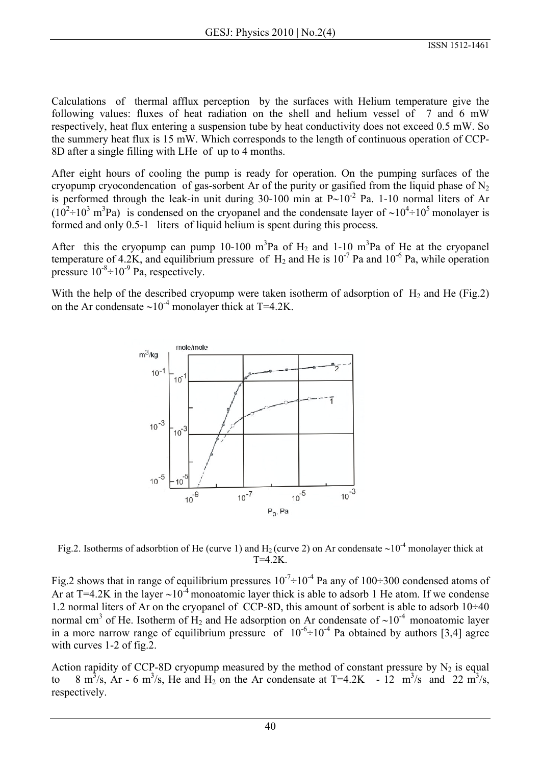Calculations of thermal afflux perception by the surfaces with Helium temperature give the following values: fluxes of heat radiation on the shell and helium vessel of 7 and 6 mW respectively, heat flux entering a suspension tube by heat conductivity does not exceed 0.5 mW. So the summery heat flux is 15 mW. Which corresponds to the length of continuous operation of CCP-8D after a single filling with LHe of up to 4 months.

After eight hours of cooling the pump is ready for operation. On the pumping surfaces of the cryopump cryocondencation of gas-sorbent Ar of the purity or gasified from the liquid phase of $N_2$ is performed through the leak-in unit during 30-100 min at $P \sim 10^{-2}$ Pa. 1-10 normal liters of Ar ($10^2 \div 10^3$ m$^3$Pa) is condensed on the cryopanel and the condensate layer of $\sim 10^4 \div 10^5$ monolayer is formed and only 0.5-1 liters of liquid helium is spent during this process.

After this the cryopump can pump 10-100 m$^3$Pa of $H_2$ and 1-10 m$^3$Pa of He at the cryopanel temperature of 4.2K, and equilibrium pressure of $H_2$ and He is $10^{-7}$ Pa and $10^{-6}$ Pa, while operation pressure $10^{-8} \div 10^{-9}$ Pa, respectively.

With the help of the described cryopump were taken isotherm of adsorption of $H_2$ and He (Fig.2) on the Ar condensate $\sim 10^{-4}$ monolayer thick at T=4.2K.

Fig.2. Isotherms of adsorbtion of He (curve 1) and $H_2$ (curve 2) on Ar condensate $\sim 10^{-4}$ monolayer thick at T=4.2K.

Fig.2 shows that in range of equilibrium pressures $10^{-7} \div 10^{-4}$ Pa any of 100÷300 condensed atoms of Ar at T=4.2K in the layer $\sim 10^{-4}$ monoatomic layer thick is able to adsorb 1 He atom. If we condense 1.2 normal liters of Ar on the cryopanel of CCP-8D, this amount of sorbent is able to adsorb 10÷40 normal cm$^3$ of He. Isotherm of $H_2$ and He adsorption on Ar condensate of $\sim 10^{-4}$ monoatomic layer in a more narrow range of equilibrium pressure of $10^{-6} \div 10^{-4}$ Pa obtained by authors [3,4] agree with curves 1-2 of fig.2.

Action rapidity of CCP-8D cryopump measured by the method of constant pressure by $N_2$ is equal to 8 m$^3$/s, Ar - 6 m$^3$/s, He and $H_2$ on the Ar condensate at T=4.2K - 12 m$^3$/s and 22 m$^3$/s, respectively.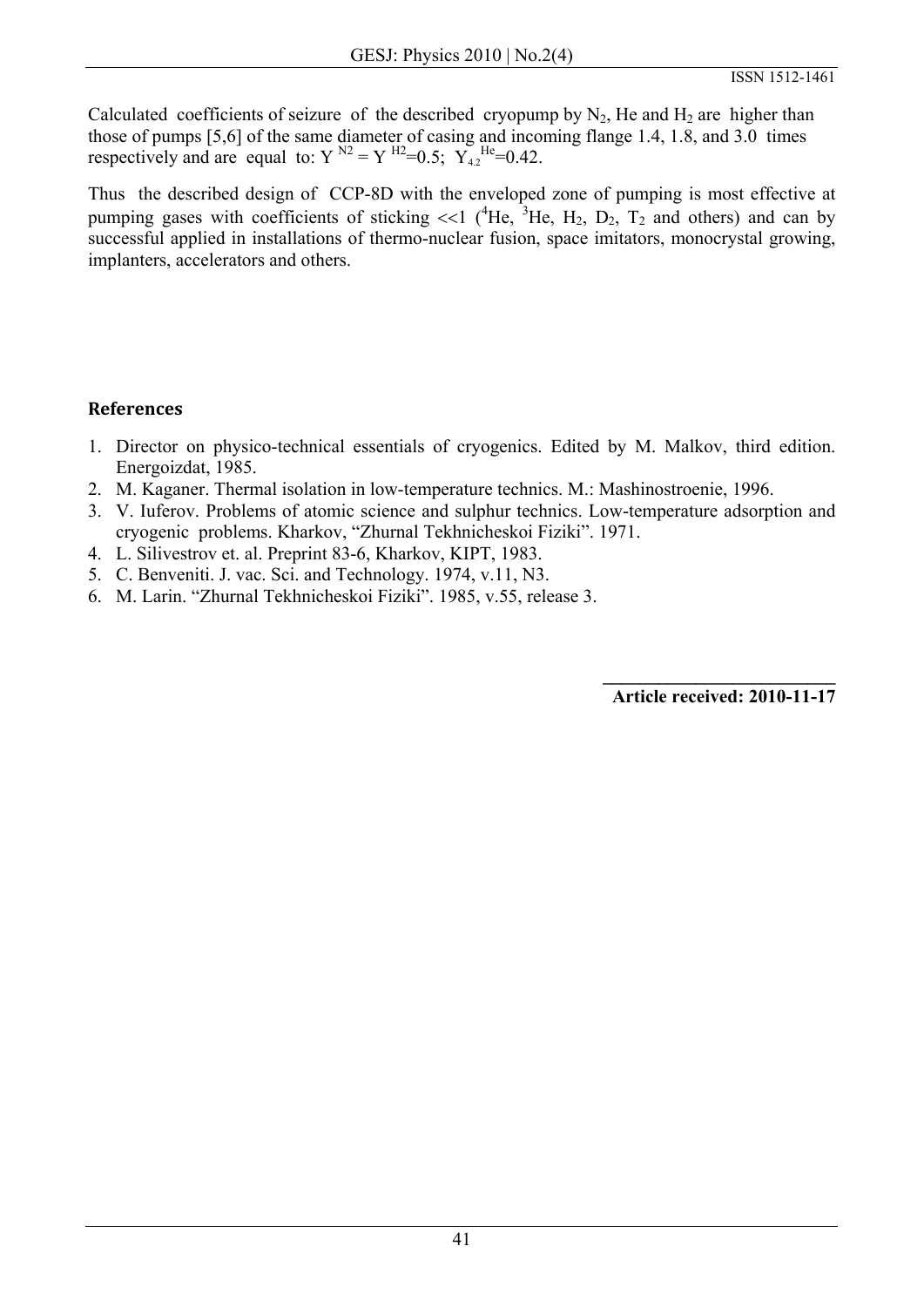Calculated coefficients of seizure of the described cryopump by $N_2$, He and $H_2$ are higher than those of pumps [5,6] of the same diameter of casing and incoming flange 1.4, 1.8, and 3.0 times respectively and are equal to: $Y^{N2} = Y^{H2}$=0.5; $Y_{4.2}^{He}$=0.42.

Thus the described design of CCP-8D with the enveloped zone of pumping is most effective at pumping gases with coefficients of sticking <<1 ($^4$He, $^3$He, $H_2$, $D_2$, $T_2$ and others) and can by successful applied in installations of thermo-nuclear fusion, space imitators, monocrystal growing, implanters, accelerators and others.

## References

1. Director on physico-technical essentials of cryogenics. Edited by M. Malkov, third edition. Energoizdat, 1985.
2. M. Kaganer. Thermal isolation in low-temperature technics. M.: Mashinostroenie, 1996.
3. V. Iuferov. Problems of atomic science and sulphur technics. Low-temperature adsorption and cryogenic problems. Kharkov, "Zhurnal Tekhnicheskoi Fiziki". 1971.
4. L. Silivestrov et. al. Preprint 83-6, Kharkov, KIPT, 1983.
5. C. Benveniti. J. vac. Sci. and Technology. 1974, v.11, N3.
6. M. Larin. "Zhurnal Tekhnicheskoi Fiziki". 1985, v.55, release 3.

**Article received: 2010-11-17**